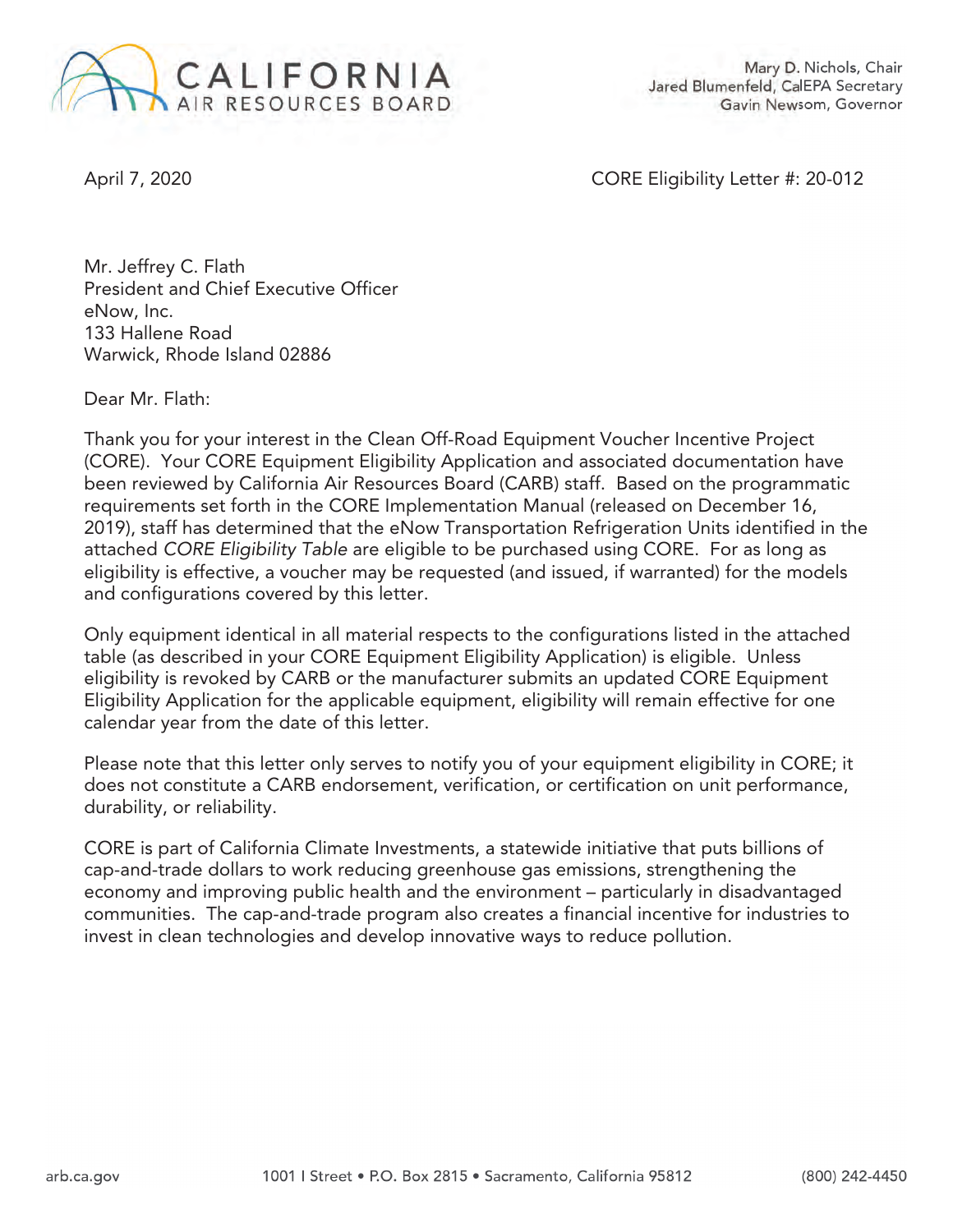CALIFORNIA
AIR RESOURCES BOARD

Mary D. Nichols, Chair
Jared Blumenfeld, CalEPA Secretary
Gavin Newsom, Governor

April 7, 2020

CORE Eligibility Letter #: 20-012

Mr. Jeffrey C. Flath
President and Chief Executive Officer
eNow, Inc.
133 Hallene Road
Warwick, Rhode Island 02886

Dear Mr. Flath:

Thank you for your interest in the Clean Off-Road Equipment Voucher Incentive Project (CORE). Your CORE Equipment Eligibility Application and associated documentation have been reviewed by California Air Resources Board (CARB) staff. Based on the programmatic requirements set forth in the CORE Implementation Manual (released on December 16, 2019), staff has determined that the eNow Transportation Refrigeration Units identified in the attached *CORE Eligibility Table* are eligible to be purchased using CORE. For as long as eligibility is effective, a voucher may be requested (and issued, if warranted) for the models and configurations covered by this letter.

Only equipment identical in all material respects to the configurations listed in the attached table (as described in your CORE Equipment Eligibility Application) is eligible. Unless eligibility is revoked by CARB or the manufacturer submits an updated CORE Equipment Eligibility Application for the applicable equipment, eligibility will remain effective for one calendar year from the date of this letter.

Please note that this letter only serves to notify you of your equipment eligibility in CORE; it does not constitute a CARB endorsement, verification, or certification on unit performance, durability, or reliability.

CORE is part of California Climate Investments, a statewide initiative that puts billions of cap-and-trade dollars to work reducing greenhouse gas emissions, strengthening the economy and improving public health and the environment – particularly in disadvantaged communities. The cap-and-trade program also creates a financial incentive for industries to invest in clean technologies and develop innovative ways to reduce pollution.

arb.ca.gov    1001 I Street • P.O. Box 2815 • Sacramento, California 95812    (800) 242-4450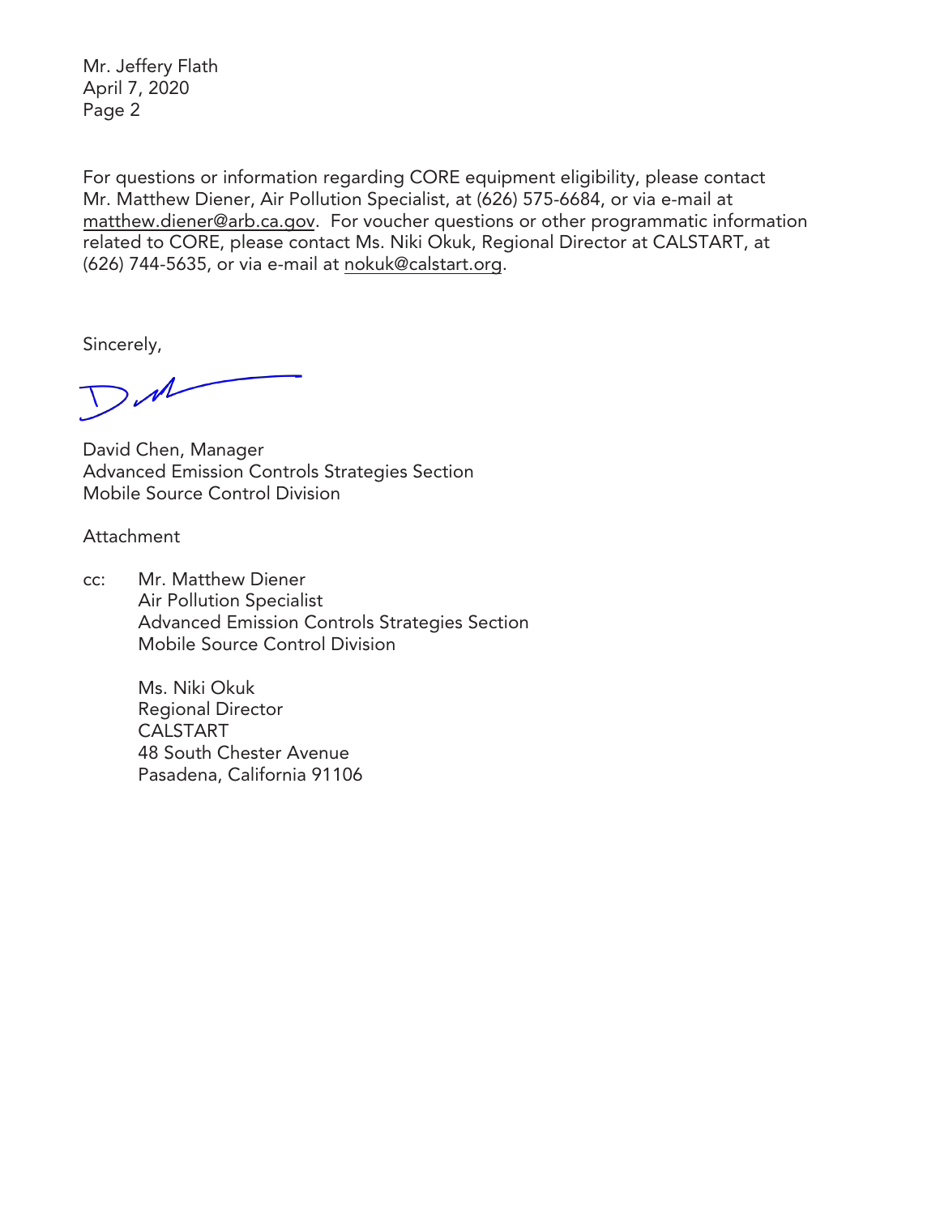Mr. Jeffery Flath
April 7, 2020

For questions or information regarding CORE equipment eligibility, please contact Mr. Matthew Diener, Air Pollution Specialist, at (626) 575-6684, or via e-mail at matthew.diener@arb.ca.gov. For voucher questions or other programmatic information related to CORE, please contact Ms. Niki Okuk, Regional Director at CALSTART, at (626) 744-5635, or via e-mail at nokuk@calstart.org.

Sincerely,

David Chen, Manager
Advanced Emission Controls Strategies Section
Mobile Source Control Division

Attachment

cc: Mr. Matthew Diener
Air Pollution Specialist
Advanced Emission Controls Strategies Section
Mobile Source Control Division

Ms. Niki Okuk
Regional Director
CALSTART
48 South Chester Avenue
Pasadena, California 91106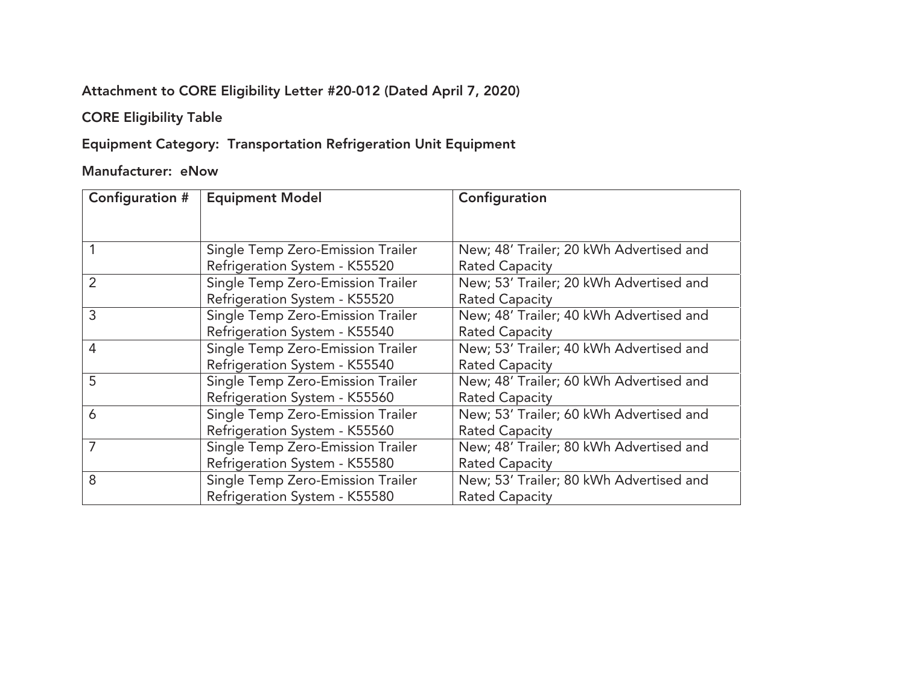**Attachment to CORE Eligibility Letter #20-012 (Dated April 7, 2020)**

**CORE Eligibility Table**

**Equipment Category: Transportation Refrigeration Unit Equipment**

**Manufacturer: eNow**

| Configuration # | Equipment Model | Configuration |
|---|---|---|
| 1 | Single Temp Zero-Emission Trailer Refrigeration System - K55520 | New; 48' Trailer; 20 kWh Advertised and Rated Capacity |
| 2 | Single Temp Zero-Emission Trailer Refrigeration System - K55520 | New; 53' Trailer; 20 kWh Advertised and Rated Capacity |
| 3 | Single Temp Zero-Emission Trailer Refrigeration System - K55540 | New; 48' Trailer; 40 kWh Advertised and Rated Capacity |
| 4 | Single Temp Zero-Emission Trailer Refrigeration System - K55540 | New; 53' Trailer; 40 kWh Advertised and Rated Capacity |
| 5 | Single Temp Zero-Emission Trailer Refrigeration System - K55560 | New; 48' Trailer; 60 kWh Advertised and Rated Capacity |
| 6 | Single Temp Zero-Emission Trailer Refrigeration System - K55560 | New; 53' Trailer; 60 kWh Advertised and Rated Capacity |
| 7 | Single Temp Zero-Emission Trailer Refrigeration System - K55580 | New; 48' Trailer; 80 kWh Advertised and Rated Capacity |
| 8 | Single Temp Zero-Emission Trailer Refrigeration System - K55580 | New; 53' Trailer; 80 kWh Advertised and Rated Capacity |